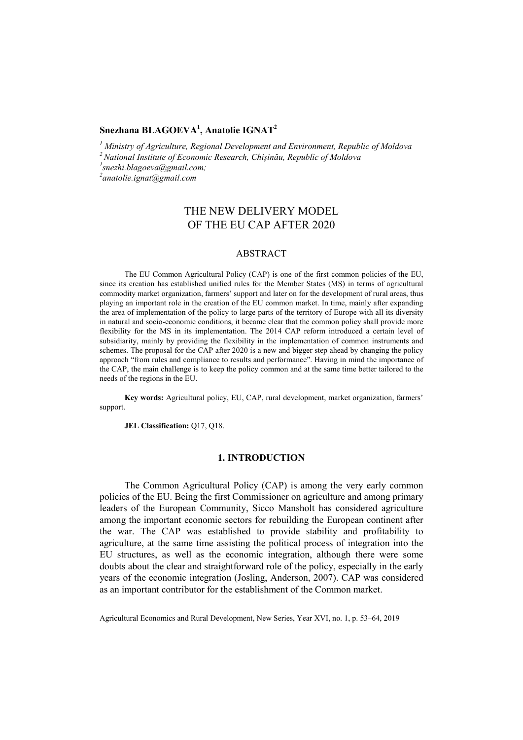**Snezhana BLAGOEVA[1], Anatolie IGNAT[2]**

*[1] Ministry of Agriculture, Regional Development and Environment, Republic of Moldova*
*[2] National Institute of Economic Research, Chișinău, Republic of Moldova*
*[1]snezhi.blagoeva@gmail.com;*
*[2]anatolie.ignat@gmail.com*

# THE NEW DELIVERY MODEL OF THE EU CAP AFTER 2020

## ABSTRACT

The EU Common Agricultural Policy (CAP) is one of the first common policies of the EU, since its creation has established unified rules for the Member States (MS) in terms of agricultural commodity market organization, farmers' support and later on for the development of rural areas, thus playing an important role in the creation of the EU common market. In time, mainly after expanding the area of implementation of the policy to large parts of the territory of Europe with all its diversity in natural and socio-economic conditions, it became clear that the common policy shall provide more flexibility for the MS in its implementation. The 2014 CAP reform introduced a certain level of subsidiarity, mainly by providing the flexibility in the implementation of common instruments and schemes. The proposal for the CAP after 2020 is a new and bigger step ahead by changing the policy approach "from rules and compliance to results and performance". Having in mind the importance of the CAP, the main challenge is to keep the policy common and at the same time better tailored to the needs of the regions in the EU.

**Key words:** Agricultural policy, EU, CAP, rural development, market organization, farmers' support.

**JEL Classification:** Q17, Q18.

## 1. INTRODUCTION

The Common Agricultural Policy (CAP) is among the very early common policies of the EU. Being the first Commissioner on agriculture and among primary leaders of the European Community, Sicco Mansholt has considered agriculture among the important economic sectors for rebuilding the European continent after the war. The CAP was established to provide stability and profitability to agriculture, at the same time assisting the political process of integration into the EU structures, as well as the economic integration, although there were some doubts about the clear and straightforward role of the policy, especially in the early years of the economic integration (Josling, Anderson, 2007). CAP was considered as an important contributor for the establishment of the Common market.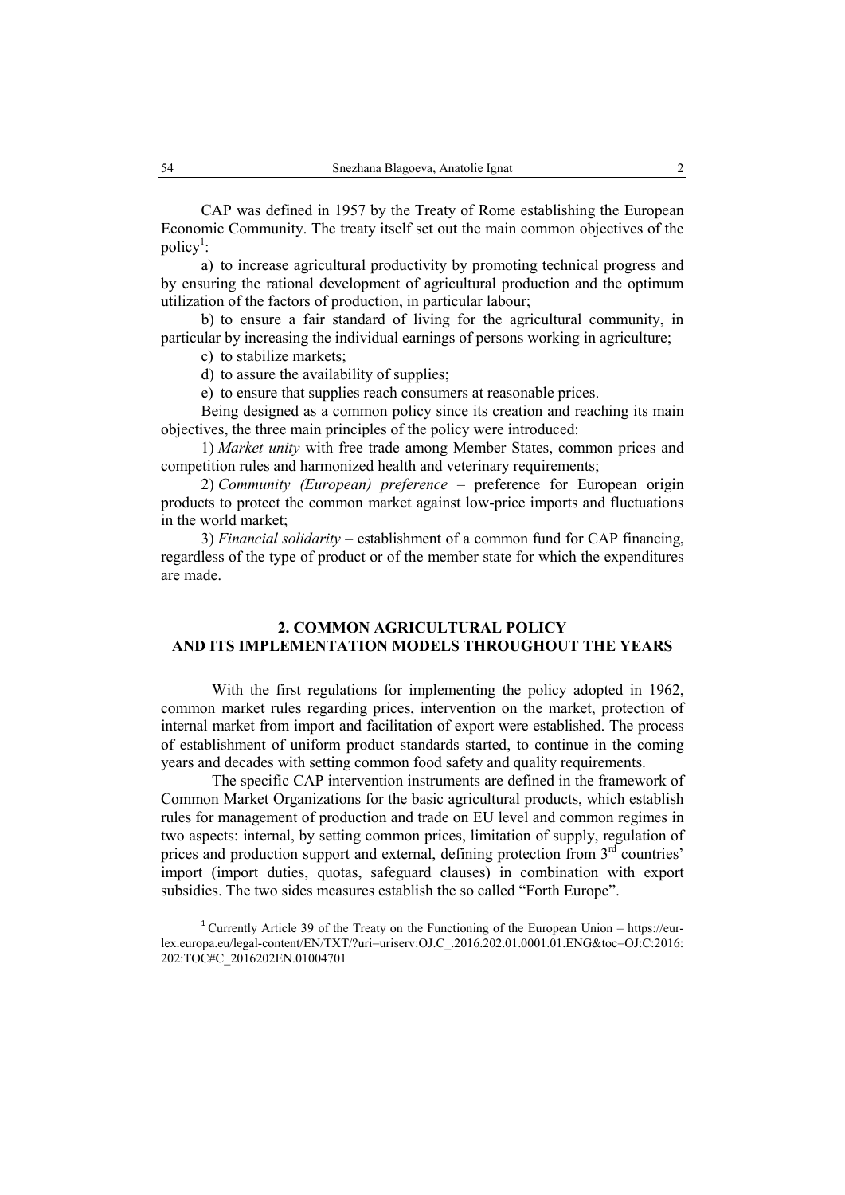CAP was defined in 1957 by the Treaty of Rome establishing the European Economic Community. The treaty itself set out the main common objectives of the policy[1]:

a) to increase agricultural productivity by promoting technical progress and by ensuring the rational development of agricultural production and the optimum utilization of the factors of production, in particular labour;

b) to ensure a fair standard of living for the agricultural community, in particular by increasing the individual earnings of persons working in agriculture;

c) to stabilize markets;

d) to assure the availability of supplies;

e) to ensure that supplies reach consumers at reasonable prices.

Being designed as a common policy since its creation and reaching its main objectives, the three main principles of the policy were introduced:

1) *Market unity* with free trade among Member States, common prices and competition rules and harmonized health and veterinary requirements;

2) *Community (European) preference* – preference for European origin products to protect the common market against low-price imports and fluctuations in the world market;

3) *Financial solidarity* – establishment of a common fund for CAP financing, regardless of the type of product or of the member state for which the expenditures are made.

## 2. COMMON AGRICULTURAL POLICY AND ITS IMPLEMENTATION MODELS THROUGHOUT THE YEARS

With the first regulations for implementing the policy adopted in 1962, common market rules regarding prices, intervention on the market, protection of internal market from import and facilitation of export were established. The process of establishment of uniform product standards started, to continue in the coming years and decades with setting common food safety and quality requirements.

The specific CAP intervention instruments are defined in the framework of Common Market Organizations for the basic agricultural products, which establish rules for management of production and trade on EU level and common regimes in two aspects: internal, by setting common prices, limitation of supply, regulation of prices and production support and external, defining protection from 3rd countries' import (import duties, quotas, safeguard clauses) in combination with export subsidies. The two sides measures establish the so called "Forth Europe".

[1] Currently Article 39 of the Treaty on the Functioning of the European Union – https://eur-lex.europa.eu/legal-content/EN/TXT/?uri=uriserv:OJ.C_.2016.202.01.0001.01.ENG&toc=OJ:C:2016:202:TOC#C_2016202EN.01004701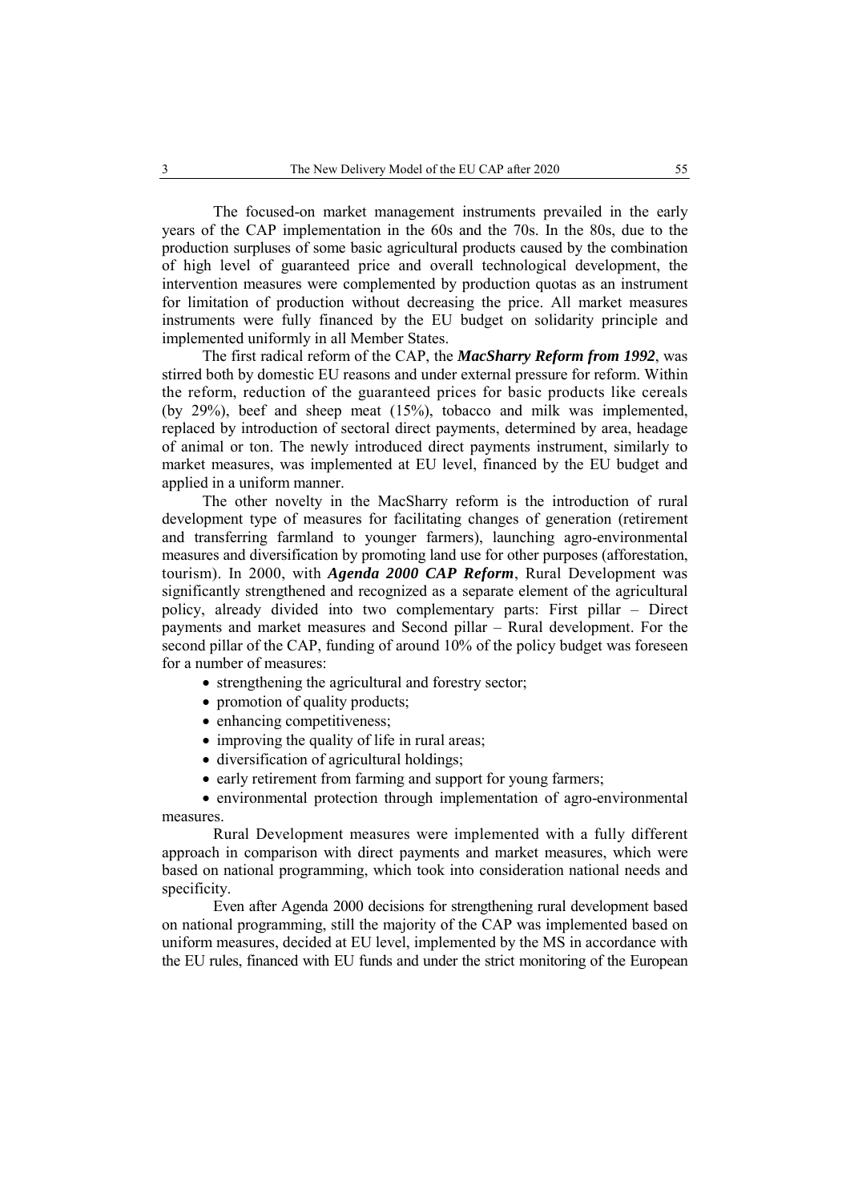The focused-on market management instruments prevailed in the early years of the CAP implementation in the 60s and the 70s. In the 80s, due to the production surpluses of some basic agricultural products caused by the combination of high level of guaranteed price and overall technological development, the intervention measures were complemented by production quotas as an instrument for limitation of production without decreasing the price. All market measures instruments were fully financed by the EU budget on solidarity principle and implemented uniformly in all Member States.

The first radical reform of the CAP, the ***MacSharry Reform from 1992***, was stirred both by domestic EU reasons and under external pressure for reform. Within the reform, reduction of the guaranteed prices for basic products like cereals (by 29%), beef and sheep meat (15%), tobacco and milk was implemented, replaced by introduction of sectoral direct payments, determined by area, headage of animal or ton. The newly introduced direct payments instrument, similarly to market measures, was implemented at EU level, financed by the EU budget and applied in a uniform manner.

The other novelty in the MacSharry reform is the introduction of rural development type of measures for facilitating changes of generation (retirement and transferring farmland to younger farmers), launching agro-environmental measures and diversification by promoting land use for other purposes (afforestation, tourism). In 2000, with ***Agenda 2000 CAP Reform***, Rural Development was significantly strengthened and recognized as a separate element of the agricultural policy, already divided into two complementary parts: First pillar – Direct payments and market measures and Second pillar – Rural development. For the second pillar of the CAP, funding of around 10% of the policy budget was foreseen for a number of measures:

- strengthening the agricultural and forestry sector;
- promotion of quality products;
- enhancing competitiveness;
- improving the quality of life in rural areas;
- diversification of agricultural holdings;
- early retirement from farming and support for young farmers;
- environmental protection through implementation of agro-environmental measures.

Rural Development measures were implemented with a fully different approach in comparison with direct payments and market measures, which were based on national programming, which took into consideration national needs and specificity.

Even after Agenda 2000 decisions for strengthening rural development based on national programming, still the majority of the CAP was implemented based on uniform measures, decided at EU level, implemented by the MS in accordance with the EU rules, financed with EU funds and under the strict monitoring of the European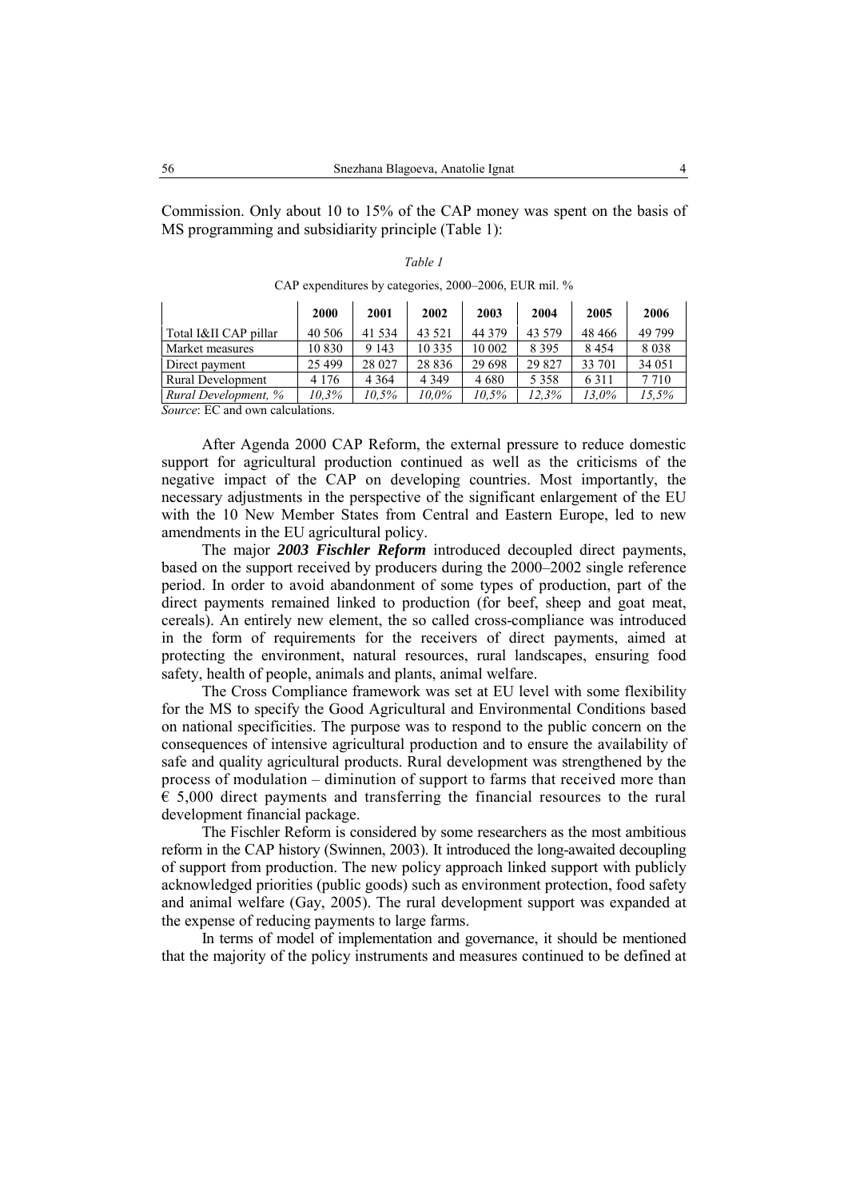Commission. Only about 10 to 15% of the CAP money was spent on the basis of MS programming and subsidiarity principle (Table 1):

*Table 1*

CAP expenditures by categories, 2000–2006, EUR mil. %

| | 2000 | 2001 | 2002 | 2003 | 2004 | 2005 | 2006 |
|---|---|---|---|---|---|---|---|
| Total I&II CAP pillar | 40 506 | 41 534 | 43 521 | 44 379 | 43 579 | 48 466 | 49 799 |
| Market measures | 10 830 | 9 143 | 10 335 | 10 002 | 8 395 | 8 454 | 8 038 |
| Direct payment | 25 499 | 28 027 | 28 836 | 29 698 | 29 827 | 33 701 | 34 051 |
| Rural Development | 4 176 | 4 364 | 4 349 | 4 680 | 5 358 | 6 311 | 7 710 |
| *Rural Development, %* | *10,3%* | *10,5%* | *10,0%* | *10,5%* | *12,3%* | *13,0%* | *15,5%* |

*Source*: EC and own calculations.

After Agenda 2000 CAP Reform, the external pressure to reduce domestic support for agricultural production continued as well as the criticisms of the negative impact of the CAP on developing countries. Most importantly, the necessary adjustments in the perspective of the significant enlargement of the EU with the 10 New Member States from Central and Eastern Europe, led to new amendments in the EU agricultural policy.

The major ***2003 Fischler Reform*** introduced decoupled direct payments, based on the support received by producers during the 2000–2002 single reference period. In order to avoid abandonment of some types of production, part of the direct payments remained linked to production (for beef, sheep and goat meat, cereals). An entirely new element, the so called cross-compliance was introduced in the form of requirements for the receivers of direct payments, aimed at protecting the environment, natural resources, rural landscapes, ensuring food safety, health of people, animals and plants, animal welfare.

The Cross Compliance framework was set at EU level with some flexibility for the MS to specify the Good Agricultural and Environmental Conditions based on national specificities. The purpose was to respond to the public concern on the consequences of intensive agricultural production and to ensure the availability of safe and quality agricultural products. Rural development was strengthened by the process of modulation – diminution of support to farms that received more than € 5,000 direct payments and transferring the financial resources to the rural development financial package.

The Fischler Reform is considered by some researchers as the most ambitious reform in the CAP history (Swinnen, 2003). It introduced the long-awaited decoupling of support from production. The new policy approach linked support with publicly acknowledged priorities (public goods) such as environment protection, food safety and animal welfare (Gay, 2005). The rural development support was expanded at the expense of reducing payments to large farms.

In terms of model of implementation and governance, it should be mentioned that the majority of the policy instruments and measures continued to be defined at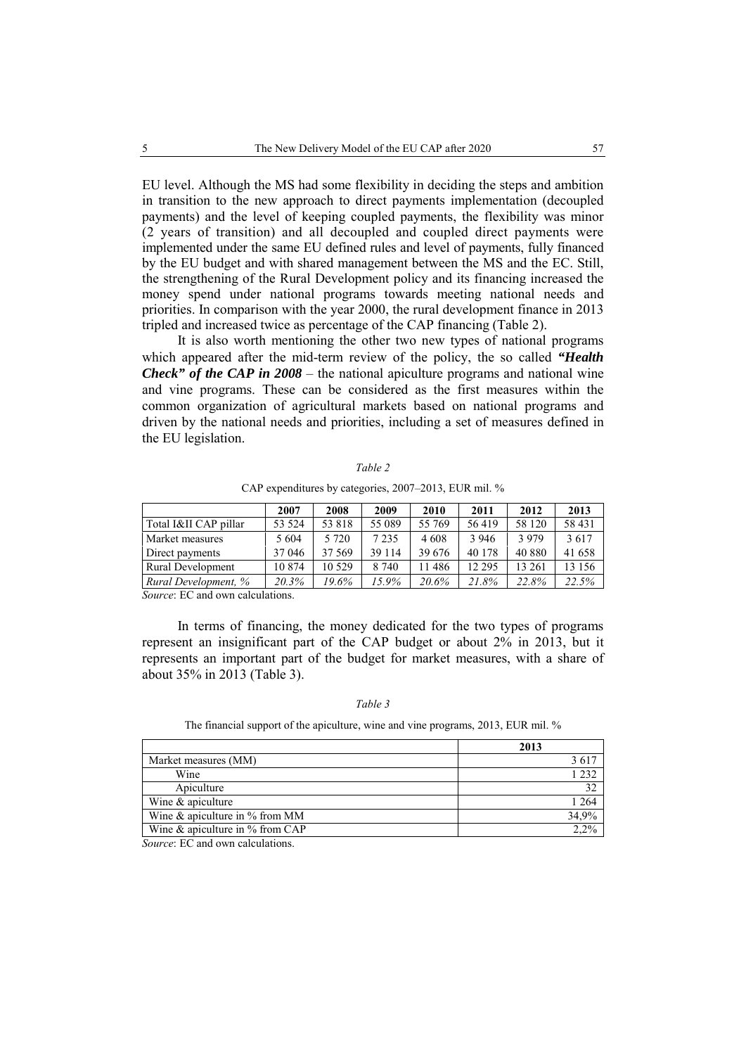EU level. Although the MS had some flexibility in deciding the steps and ambition in transition to the new approach to direct payments implementation (decoupled payments) and the level of keeping coupled payments, the flexibility was minor (2 years of transition) and all decoupled and coupled direct payments were implemented under the same EU defined rules and level of payments, fully financed by the EU budget and with shared management between the MS and the EC. Still, the strengthening of the Rural Development policy and its financing increased the money spend under national programs towards meeting national needs and priorities. In comparison with the year 2000, the rural development finance in 2013 tripled and increased twice as percentage of the CAP financing (Table 2).

It is also worth mentioning the other two new types of national programs which appeared after the mid-term review of the policy, the so called ***"Health Check" of the CAP in 2008*** – the national apiculture programs and national wine and vine programs. These can be considered as the first measures within the common organization of agricultural markets based on national programs and driven by the national needs and priorities, including a set of measures defined in the EU legislation.

*Table 2*

CAP expenditures by categories, 2007–2013, EUR mil. %

| | 2007 | 2008 | 2009 | 2010 | 2011 | 2012 | 2013 |
|---|---|---|---|---|---|---|---|
| Total I&II CAP pillar | 53 524 | 53 818 | 55 089 | 55 769 | 56 419 | 58 120 | 58 431 |
| Market measures | 5 604 | 5 720 | 7 235 | 4 608 | 3 946 | 3 979 | 3 617 |
| Direct payments | 37 046 | 37 569 | 39 114 | 39 676 | 40 178 | 40 880 | 41 658 |
| Rural Development | 10 874 | 10 529 | 8 740 | 11 486 | 12 295 | 13 261 | 13 156 |
| *Rural Development, %* | *20.3%* | *19.6%* | *15.9%* | *20.6%* | *21.8%* | *22.8%* | *22.5%* |

*Source*: EC and own calculations.

In terms of financing, the money dedicated for the two types of programs represent an insignificant part of the CAP budget or about 2% in 2013, but it represents an important part of the budget for market measures, with a share of about 35% in 2013 (Table 3).

*Table 3*

The financial support of the apiculture, wine and vine programs, 2013, EUR mil. %

| | 2013 |
|---|---|
| Market measures (MM) | 3 617 |
| Wine | 1 232 |
| Apiculture | 32 |
| Wine & apiculture | 1 264 |
| Wine & apiculture in % from MM | 34,9% |
| Wine & apiculture in % from CAP | 2,2% |

*Source*: EC and own calculations.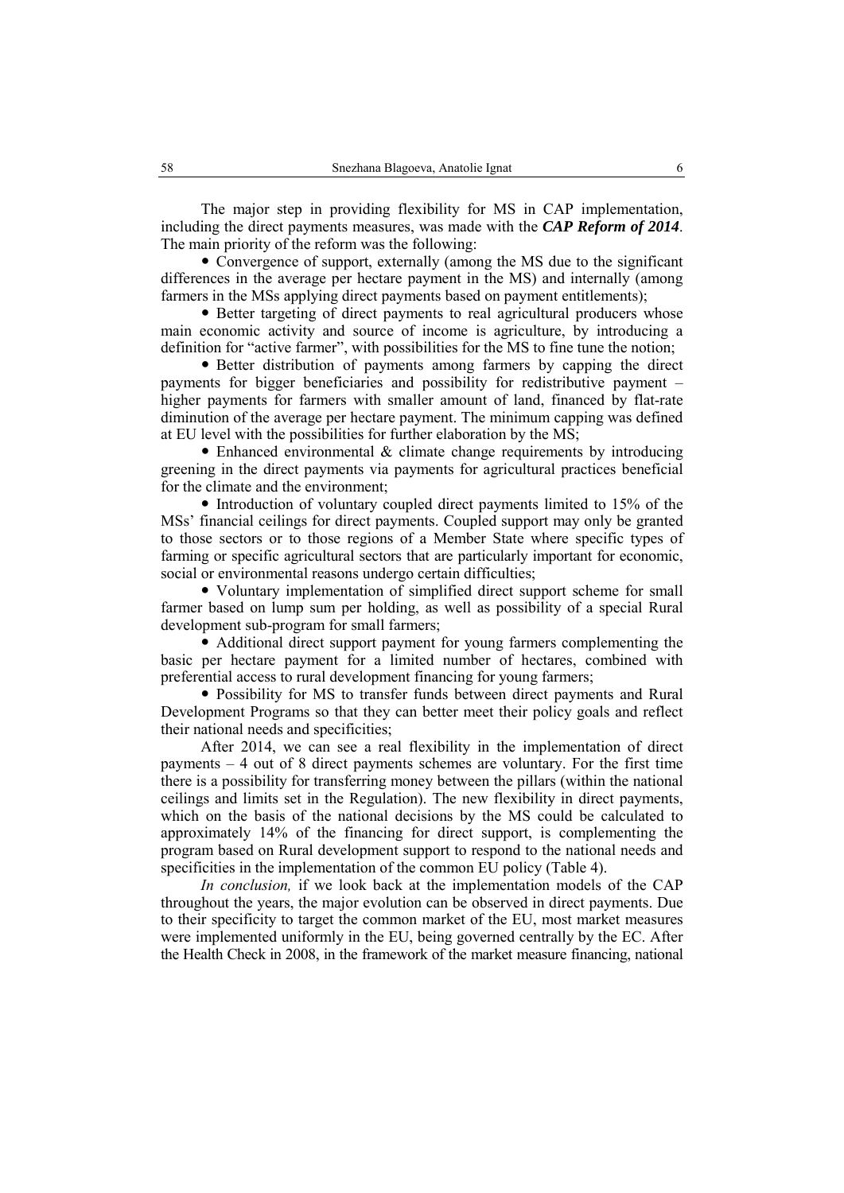The major step in providing flexibility for MS in CAP implementation, including the direct payments measures, was made with the ***CAP Reform of 2014***. The main priority of the reform was the following:

- Convergence of support, externally (among the MS due to the significant differences in the average per hectare payment in the MS) and internally (among farmers in the MSs applying direct payments based on payment entitlements);
- Better targeting of direct payments to real agricultural producers whose main economic activity and source of income is agriculture, by introducing a definition for "active farmer", with possibilities for the MS to fine tune the notion;
- Better distribution of payments among farmers by capping the direct payments for bigger beneficiaries and possibility for redistributive payment – higher payments for farmers with smaller amount of land, financed by flat-rate diminution of the average per hectare payment. The minimum capping was defined at EU level with the possibilities for further elaboration by the MS;
- Enhanced environmental & climate change requirements by introducing greening in the direct payments via payments for agricultural practices beneficial for the climate and the environment;
- Introduction of voluntary coupled direct payments limited to 15% of the MSs' financial ceilings for direct payments. Coupled support may only be granted to those sectors or to those regions of a Member State where specific types of farming or specific agricultural sectors that are particularly important for economic, social or environmental reasons undergo certain difficulties;
- Voluntary implementation of simplified direct support scheme for small farmer based on lump sum per holding, as well as possibility of a special Rural development sub-program for small farmers;
- Additional direct support payment for young farmers complementing the basic per hectare payment for a limited number of hectares, combined with preferential access to rural development financing for young farmers;
- Possibility for MS to transfer funds between direct payments and Rural Development Programs so that they can better meet their policy goals and reflect their national needs and specificities;

After 2014, we can see a real flexibility in the implementation of direct payments – 4 out of 8 direct payments schemes are voluntary. For the first time there is a possibility for transferring money between the pillars (within the national ceilings and limits set in the Regulation). The new flexibility in direct payments, which on the basis of the national decisions by the MS could be calculated to approximately 14% of the financing for direct support, is complementing the program based on Rural development support to respond to the national needs and specificities in the implementation of the common EU policy (Table 4).

*In conclusion,* if we look back at the implementation models of the CAP throughout the years, the major evolution can be observed in direct payments. Due to their specificity to target the common market of the EU, most market measures were implemented uniformly in the EU, being governed centrally by the EC. After the Health Check in 2008, in the framework of the market measure financing, national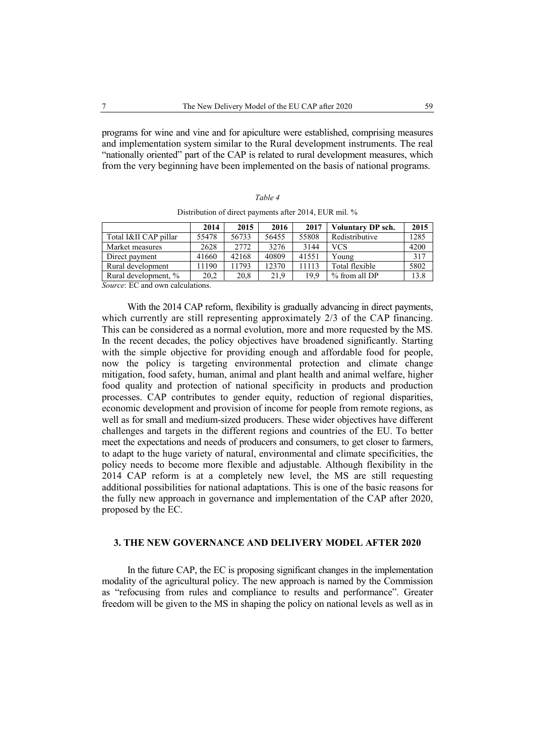programs for wine and vine and for apiculture were established, comprising measures and implementation system similar to the Rural development instruments. The real "nationally oriented" part of the CAP is related to rural development measures, which from the very beginning have been implemented on the basis of national programs.

*Table 4*

Distribution of direct payments after 2014, EUR mil. %

| | 2014 | 2015 | 2016 | 2017 | Voluntary DP sch. | 2015 |
|---|---|---|---|---|---|---|
| Total I&II CAP pillar | 55478 | 56733 | 56455 | 55808 | Redistributive | 1285 |
| Market measures | 2628 | 2772 | 3276 | 3144 | VCS | 4200 |
| Direct payment | 41660 | 42168 | 40809 | 41551 | Young | 317 |
| Rural development | 11190 | 11793 | 12370 | 11113 | Total flexible | 5802 |
| Rural development, % | 20,2 | 20,8 | 21,9 | 19,9 | % from all DP | 13.8 |

*Source*: EC and own calculations.

With the 2014 CAP reform, flexibility is gradually advancing in direct payments, which currently are still representing approximately 2/3 of the CAP financing. This can be considered as a normal evolution, more and more requested by the MS. In the recent decades, the policy objectives have broadened significantly. Starting with the simple objective for providing enough and affordable food for people, now the policy is targeting environmental protection and climate change mitigation, food safety, human, animal and plant health and animal welfare, higher food quality and protection of national specificity in products and production processes. CAP contributes to gender equity, reduction of regional disparities, economic development and provision of income for people from remote regions, as well as for small and medium-sized producers. These wider objectives have different challenges and targets in the different regions and countries of the EU. To better meet the expectations and needs of producers and consumers, to get closer to farmers, to adapt to the huge variety of natural, environmental and climate specificities, the policy needs to become more flexible and adjustable. Although flexibility in the 2014 CAP reform is at a completely new level, the MS are still requesting additional possibilities for national adaptations. This is one of the basic reasons for the fully new approach in governance and implementation of the CAP after 2020, proposed by the EC.

## 3. THE NEW GOVERNANCE AND DELIVERY MODEL AFTER 2020

In the future CAP, the EC is proposing significant changes in the implementation modality of the agricultural policy. The new approach is named by the Commission as "refocusing from rules and compliance to results and performance". Greater freedom will be given to the MS in shaping the policy on national levels as well as in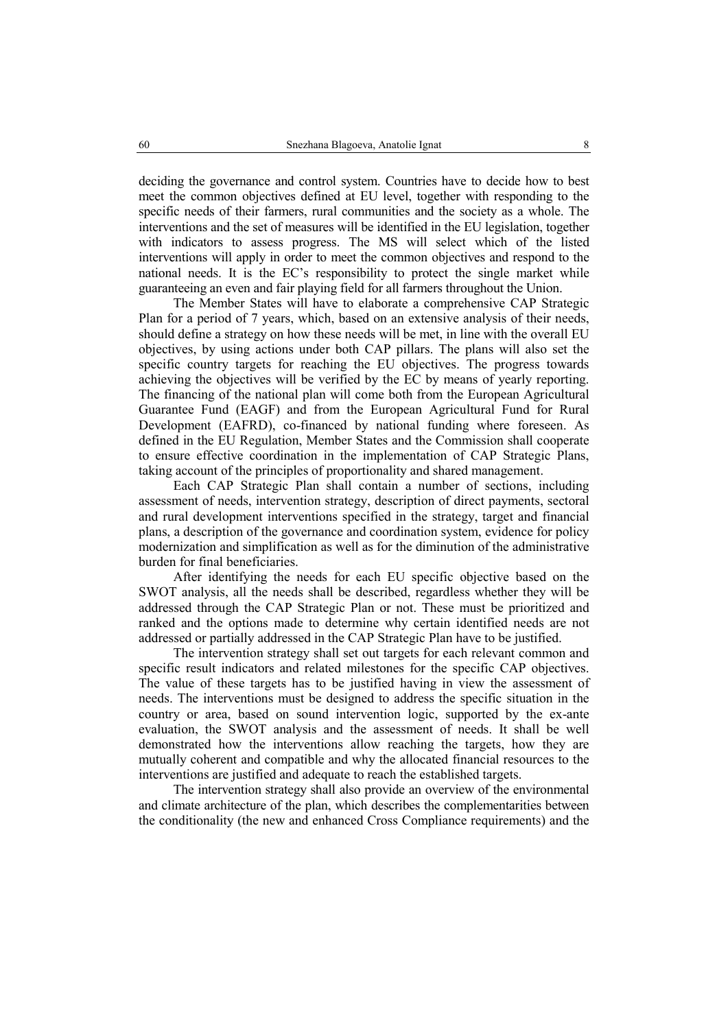deciding the governance and control system. Countries have to decide how to best meet the common objectives defined at EU level, together with responding to the specific needs of their farmers, rural communities and the society as a whole. The interventions and the set of measures will be identified in the EU legislation, together with indicators to assess progress. The MS will select which of the listed interventions will apply in order to meet the common objectives and respond to the national needs. It is the EC's responsibility to protect the single market while guaranteeing an even and fair playing field for all farmers throughout the Union.

The Member States will have to elaborate a comprehensive CAP Strategic Plan for a period of 7 years, which, based on an extensive analysis of their needs, should define a strategy on how these needs will be met, in line with the overall EU objectives, by using actions under both CAP pillars. The plans will also set the specific country targets for reaching the EU objectives. The progress towards achieving the objectives will be verified by the EC by means of yearly reporting. The financing of the national plan will come both from the European Agricultural Guarantee Fund (EAGF) and from the European Agricultural Fund for Rural Development (EAFRD), co-financed by national funding where foreseen. As defined in the EU Regulation, Member States and the Commission shall cooperate to ensure effective coordination in the implementation of CAP Strategic Plans, taking account of the principles of proportionality and shared management.

Each CAP Strategic Plan shall contain a number of sections, including assessment of needs, intervention strategy, description of direct payments, sectoral and rural development interventions specified in the strategy, target and financial plans, a description of the governance and coordination system, evidence for policy modernization and simplification as well as for the diminution of the administrative burden for final beneficiaries.

After identifying the needs for each EU specific objective based on the SWOT analysis, all the needs shall be described, regardless whether they will be addressed through the CAP Strategic Plan or not. These must be prioritized and ranked and the options made to determine why certain identified needs are not addressed or partially addressed in the CAP Strategic Plan have to be justified.

The intervention strategy shall set out targets for each relevant common and specific result indicators and related milestones for the specific CAP objectives. The value of these targets has to be justified having in view the assessment of needs. The interventions must be designed to address the specific situation in the country or area, based on sound intervention logic, supported by the ex-ante evaluation, the SWOT analysis and the assessment of needs. It shall be well demonstrated how the interventions allow reaching the targets, how they are mutually coherent and compatible and why the allocated financial resources to the interventions are justified and adequate to reach the established targets.

The intervention strategy shall also provide an overview of the environmental and climate architecture of the plan, which describes the complementarities between the conditionality (the new and enhanced Cross Compliance requirements) and the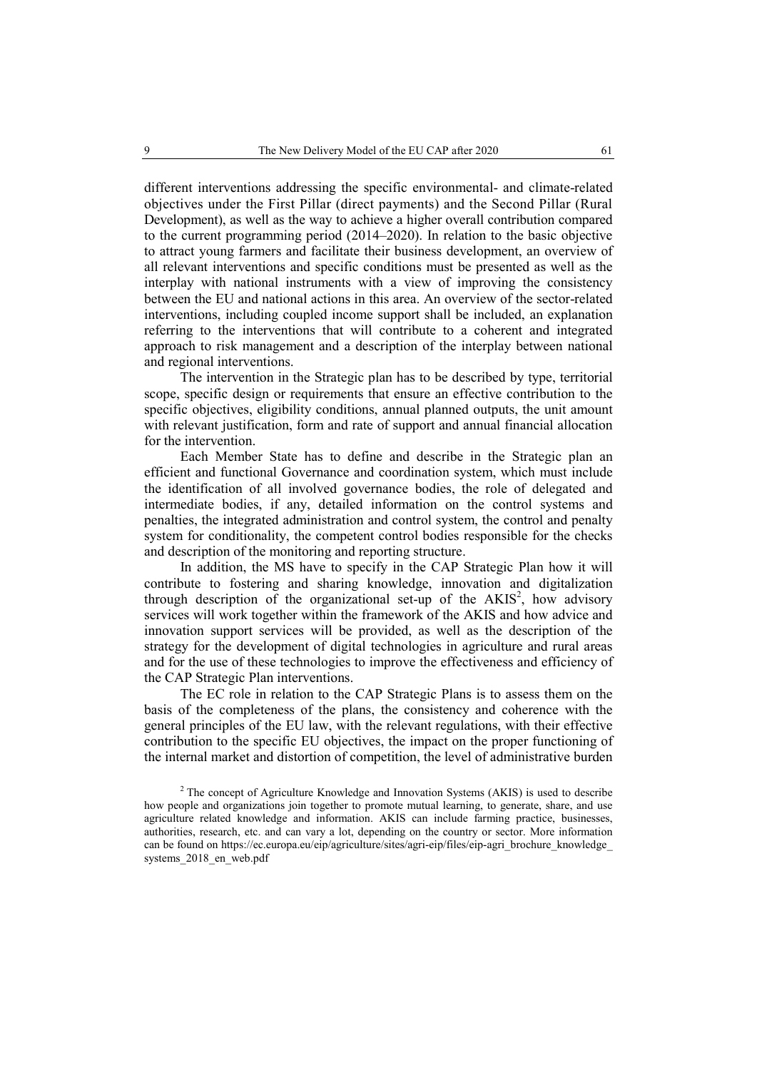different interventions addressing the specific environmental- and climate-related objectives under the First Pillar (direct payments) and the Second Pillar (Rural Development), as well as the way to achieve a higher overall contribution compared to the current programming period (2014–2020). In relation to the basic objective to attract young farmers and facilitate their business development, an overview of all relevant interventions and specific conditions must be presented as well as the interplay with national instruments with a view of improving the consistency between the EU and national actions in this area. An overview of the sector-related interventions, including coupled income support shall be included, an explanation referring to the interventions that will contribute to a coherent and integrated approach to risk management and a description of the interplay between national and regional interventions.

The intervention in the Strategic plan has to be described by type, territorial scope, specific design or requirements that ensure an effective contribution to the specific objectives, eligibility conditions, annual planned outputs, the unit amount with relevant justification, form and rate of support and annual financial allocation for the intervention.

Each Member State has to define and describe in the Strategic plan an efficient and functional Governance and coordination system, which must include the identification of all involved governance bodies, the role of delegated and intermediate bodies, if any, detailed information on the control systems and penalties, the integrated administration and control system, the control and penalty system for conditionality, the competent control bodies responsible for the checks and description of the monitoring and reporting structure.

In addition, the MS have to specify in the CAP Strategic Plan how it will contribute to fostering and sharing knowledge, innovation and digitalization through description of the organizational set-up of the AKIS[2], how advisory services will work together within the framework of the AKIS and how advice and innovation support services will be provided, as well as the description of the strategy for the development of digital technologies in agriculture and rural areas and for the use of these technologies to improve the effectiveness and efficiency of the CAP Strategic Plan interventions.

The EC role in relation to the CAP Strategic Plans is to assess them on the basis of the completeness of the plans, the consistency and coherence with the general principles of the EU law, with the relevant regulations, with their effective contribution to the specific EU objectives, the impact on the proper functioning of the internal market and distortion of competition, the level of administrative burden

[2] The concept of Agriculture Knowledge and Innovation Systems (AKIS) is used to describe how people and organizations join together to promote mutual learning, to generate, share, and use agriculture related knowledge and information. AKIS can include farming practice, businesses, authorities, research, etc. and can vary a lot, depending on the country or sector. More information can be found on https://ec.europa.eu/eip/agriculture/sites/agri-eip/files/eip-agri_brochure_knowledge_systems_2018_en_web.pdf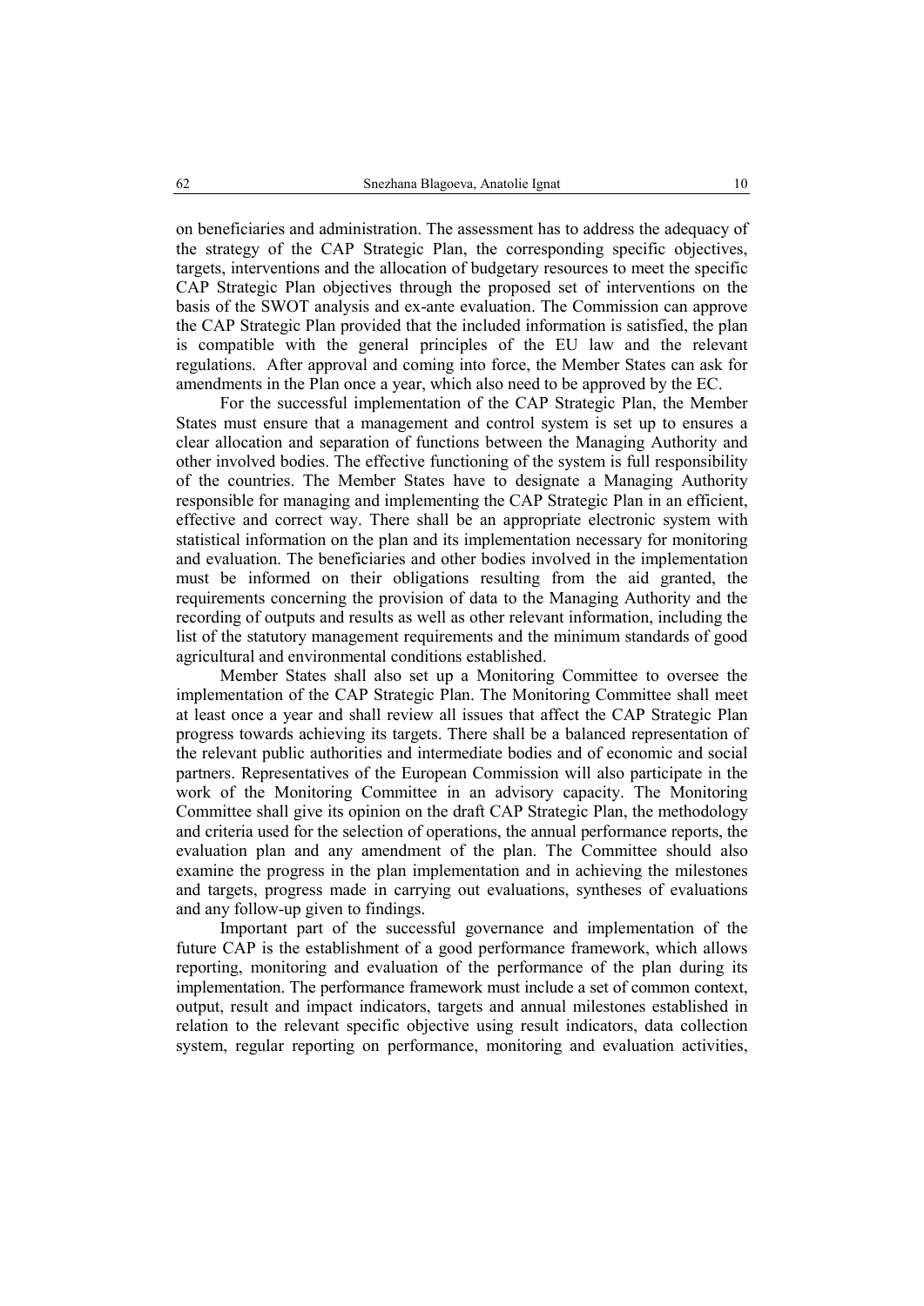on beneficiaries and administration. The assessment has to address the adequacy of the strategy of the CAP Strategic Plan, the corresponding specific objectives, targets, interventions and the allocation of budgetary resources to meet the specific CAP Strategic Plan objectives through the proposed set of interventions on the basis of the SWOT analysis and ex-ante evaluation. The Commission can approve the CAP Strategic Plan provided that the included information is satisfied, the plan is compatible with the general principles of the EU law and the relevant regulations. After approval and coming into force, the Member States can ask for amendments in the Plan once a year, which also need to be approved by the EC.

For the successful implementation of the CAP Strategic Plan, the Member States must ensure that a management and control system is set up to ensures a clear allocation and separation of functions between the Managing Authority and other involved bodies. The effective functioning of the system is full responsibility of the countries. The Member States have to designate a Managing Authority responsible for managing and implementing the CAP Strategic Plan in an efficient, effective and correct way. There shall be an appropriate electronic system with statistical information on the plan and its implementation necessary for monitoring and evaluation. The beneficiaries and other bodies involved in the implementation must be informed on their obligations resulting from the aid granted, the requirements concerning the provision of data to the Managing Authority and the recording of outputs and results as well as other relevant information, including the list of the statutory management requirements and the minimum standards of good agricultural and environmental conditions established.

Member States shall also set up a Monitoring Committee to oversee the implementation of the CAP Strategic Plan. The Monitoring Committee shall meet at least once a year and shall review all issues that affect the CAP Strategic Plan progress towards achieving its targets. There shall be a balanced representation of the relevant public authorities and intermediate bodies and of economic and social partners. Representatives of the European Commission will also participate in the work of the Monitoring Committee in an advisory capacity. The Monitoring Committee shall give its opinion on the draft CAP Strategic Plan, the methodology and criteria used for the selection of operations, the annual performance reports, the evaluation plan and any amendment of the plan. The Committee should also examine the progress in the plan implementation and in achieving the milestones and targets, progress made in carrying out evaluations, syntheses of evaluations and any follow-up given to findings.

Important part of the successful governance and implementation of the future CAP is the establishment of a good performance framework, which allows reporting, monitoring and evaluation of the performance of the plan during its implementation. The performance framework must include a set of common context, output, result and impact indicators, targets and annual milestones established in relation to the relevant specific objective using result indicators, data collection system, regular reporting on performance, monitoring and evaluation activities,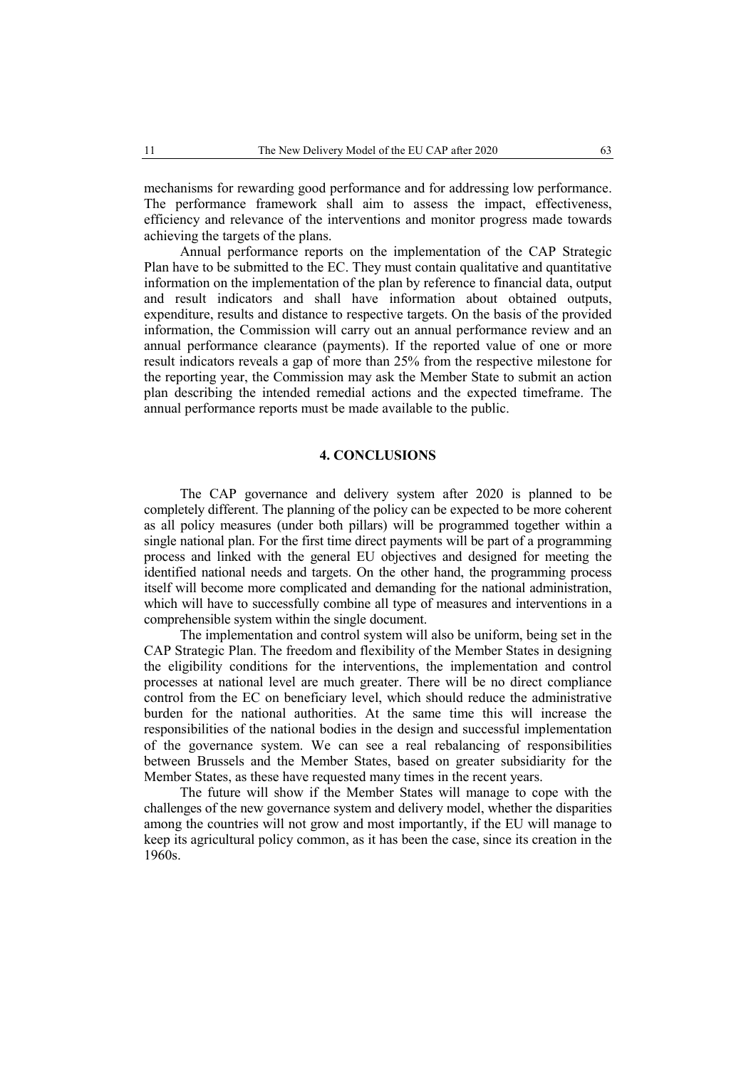mechanisms for rewarding good performance and for addressing low performance. The performance framework shall aim to assess the impact, effectiveness, efficiency and relevance of the interventions and monitor progress made towards achieving the targets of the plans.

Annual performance reports on the implementation of the CAP Strategic Plan have to be submitted to the EC. They must contain qualitative and quantitative information on the implementation of the plan by reference to financial data, output and result indicators and shall have information about obtained outputs, expenditure, results and distance to respective targets. On the basis of the provided information, the Commission will carry out an annual performance review and an annual performance clearance (payments). If the reported value of one or more result indicators reveals a gap of more than 25% from the respective milestone for the reporting year, the Commission may ask the Member State to submit an action plan describing the intended remedial actions and the expected timeframe. The annual performance reports must be made available to the public.

## 4. CONCLUSIONS

The CAP governance and delivery system after 2020 is planned to be completely different. The planning of the policy can be expected to be more coherent as all policy measures (under both pillars) will be programmed together within a single national plan. For the first time direct payments will be part of a programming process and linked with the general EU objectives and designed for meeting the identified national needs and targets. On the other hand, the programming process itself will become more complicated and demanding for the national administration, which will have to successfully combine all type of measures and interventions in a comprehensible system within the single document.

The implementation and control system will also be uniform, being set in the CAP Strategic Plan. The freedom and flexibility of the Member States in designing the eligibility conditions for the interventions, the implementation and control processes at national level are much greater. There will be no direct compliance control from the EC on beneficiary level, which should reduce the administrative burden for the national authorities. At the same time this will increase the responsibilities of the national bodies in the design and successful implementation of the governance system. We can see a real rebalancing of responsibilities between Brussels and the Member States, based on greater subsidiarity for the Member States, as these have requested many times in the recent years.

The future will show if the Member States will manage to cope with the challenges of the new governance system and delivery model, whether the disparities among the countries will not grow and most importantly, if the EU will manage to keep its agricultural policy common, as it has been the case, since its creation in the 1960s.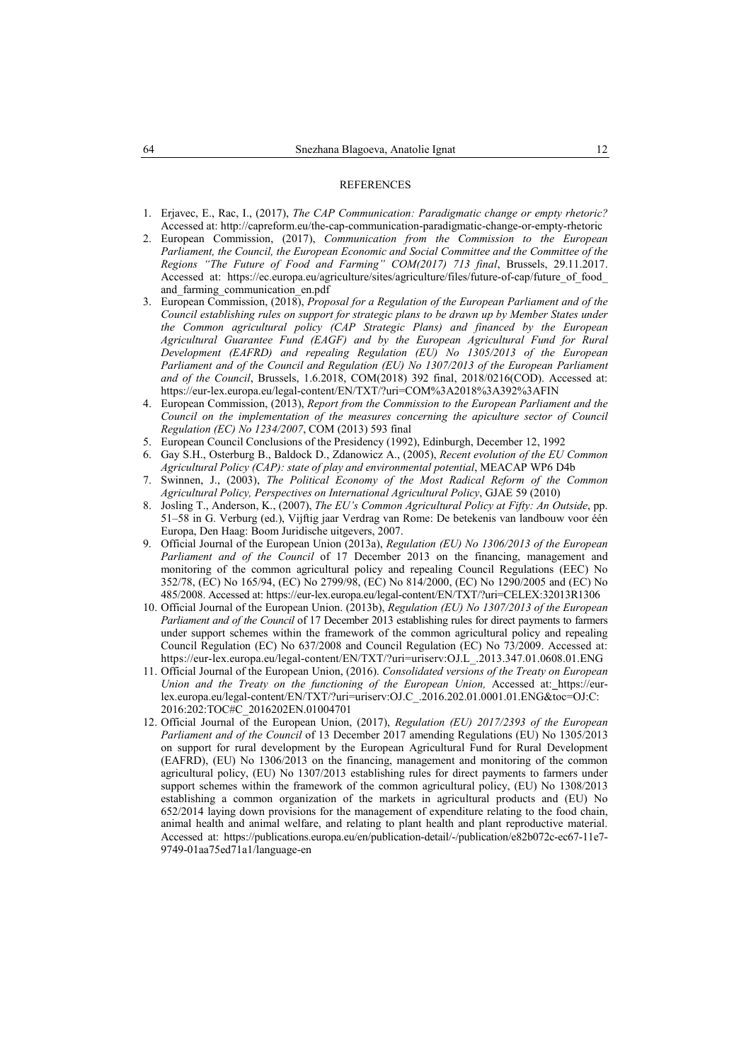## REFERENCES

1. Erjavec, E., Rac, I., (2017), *The CAP Communication: Paradigmatic change or empty rhetoric?* Accessed at: http://capreform.eu/the-cap-communication-paradigmatic-change-or-empty-rhetoric
2. European Commission, (2017), *Communication from the Commission to the European Parliament, the Council, the European Economic and Social Committee and the Committee of the Regions "The Future of Food and Farming" COM(2017) 713 final*, Brussels, 29.11.2017. Accessed at: https://ec.europa.eu/agriculture/sites/agriculture/files/future-of-cap/future_of_food_and_farming_communication_en.pdf
3. European Commission, (2018), *Proposal for a Regulation of the European Parliament and of the Council establishing rules on support for strategic plans to be drawn up by Member States under the Common agricultural policy (CAP Strategic Plans) and financed by the European Agricultural Guarantee Fund (EAGF) and by the European Agricultural Fund for Rural Development (EAFRD) and repealing Regulation (EU) No 1305/2013 of the European Parliament and of the Council and Regulation (EU) No 1307/2013 of the European Parliament and of the Council*, Brussels, 1.6.2018, COM(2018) 392 final, 2018/0216(COD). Accessed at: https://eur-lex.europa.eu/legal-content/EN/TXT/?uri=COM%3A2018%3A392%3AFIN
4. European Commission, (2013), *Report from the Commission to the European Parliament and the Council on the implementation of the measures concerning the apiculture sector of Council Regulation (EC) No 1234/2007*, COM (2013) 593 final
5. European Council Conclusions of the Presidency (1992), Edinburgh, December 12, 1992
6. Gay S.H., Osterburg B., Baldock D., Zdanowicz A., (2005), *Recent evolution of the EU Common Agricultural Policy (CAP): state of play and environmental potential*, MEACAP WP6 D4b
7. Swinnen, J., (2003), *The Political Economy of the Most Radical Reform of the Common Agricultural Policy, Perspectives on International Agricultural Policy*, GJAE 59 (2010)
8. Josling T., Anderson, K., (2007), *The EU's Common Agricultural Policy at Fifty: An Outside*, pp. 51–58 in G. Verburg (ed.), Vijftig jaar Verdrag van Rome: De betekenis van landbouw voor één Europa, Den Haag: Boom Juridische uitgevers, 2007.
9. Official Journal of the European Union (2013a), *Regulation (EU) No 1306/2013 of the European Parliament and of the Council* of 17 December 2013 on the financing, management and monitoring of the common agricultural policy and repealing Council Regulations (EEC) No 352/78, (EC) No 165/94, (EC) No 2799/98, (EC) No 814/2000, (EC) No 1290/2005 and (EC) No 485/2008. Accessed at: https://eur-lex.europa.eu/legal-content/EN/TXT/?uri=CELEX:32013R1306
10. Official Journal of the European Union. (2013b), *Regulation (EU) No 1307/2013 of the European Parliament and of the Council* of 17 December 2013 establishing rules for direct payments to farmers under support schemes within the framework of the common agricultural policy and repealing Council Regulation (EC) No 637/2008 and Council Regulation (EC) No 73/2009. Accessed at: https://eur-lex.europa.eu/legal-content/EN/TXT/?uri=uriserv:OJ.L_.2013.347.01.0608.01.ENG
11. Official Journal of the European Union, (2016). *Consolidated versions of the Treaty on European Union and the Treaty on the functioning of the European Union,* Accessed at: https://eur-lex.europa.eu/legal-content/EN/TXT/?uri=uriserv:OJ.C_.2016.202.01.0001.01.ENG&toc=OJ:C:2016:202:TOC#C_2016202EN.01004701
12. Official Journal of the European Union, (2017), *Regulation (EU) 2017/2393 of the European Parliament and of the Council* of 13 December 2017 amending Regulations (EU) No 1305/2013 on support for rural development by the European Agricultural Fund for Rural Development (EAFRD), (EU) No 1306/2013 on the financing, management and monitoring of the common agricultural policy, (EU) No 1307/2013 establishing rules for direct payments to farmers under support schemes within the framework of the common agricultural policy, (EU) No 1308/2013 establishing a common organization of the markets in agricultural products and (EU) No 652/2014 laying down provisions for the management of expenditure relating to the food chain, animal health and animal welfare, and relating to plant health and plant reproductive material. Accessed at: https://publications.europa.eu/en/publication-detail/-/publication/e82b072c-ec67-11e7-9749-01aa75ed71a1/language-en